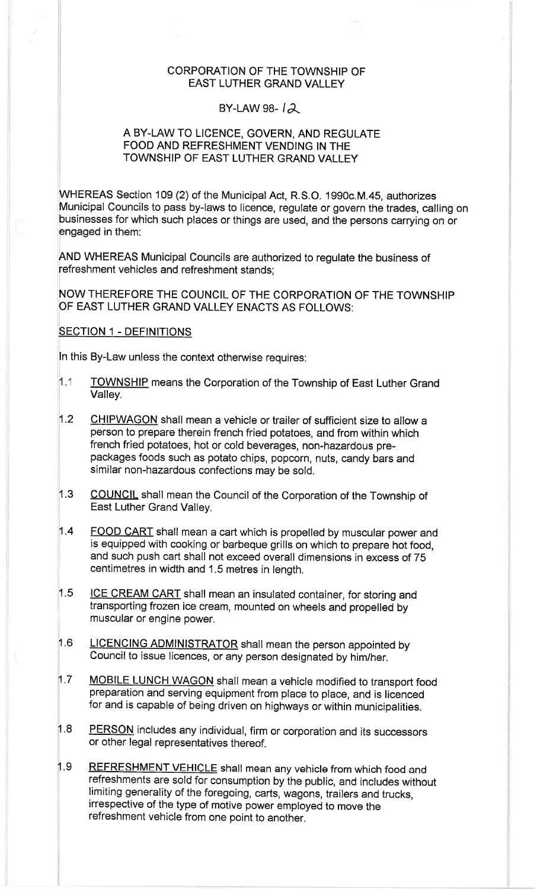CORPORATION OF THE TOWNSHIP OF EAST LUTHER GRAND VALLEY

BY-LAW 98- 12

A BY-LAW TO LICENCE, GOVERN, AND REGULATE FOOD AND REFRESHMENT VENDING IN THE TOWNSHIP OF EAST LUTHER GRAND VALLEY

WHEREAS Section 109 (2) of the Municipal Act, R.S.O. 1990c.M.45, authorizes Municipal Councils to pass by-laws to licence, regulate or govern the trades, calling on businesses for which such places or things are used, and the persons carrying on or engaged in them:

AND WHEREAS Municipal Councils are authorized to regulate the business of refreshment vehicles and refreshment stands;

NOW THEREFORE THE COUNCIL OF THE CORPORATION OF THE TOWNSHIP OF EAST LUTHER GRAND VALLEY ENACTS AS FOLLOWS:

## SECTION 1 - DEFINITIONS

In this By-Law unless the context otherwise requires:

1.1 TOWNSHIP means the Corporation of the Township of East Luther Grand Valley.

1.2 CHIPWAGON shall mean a vehicle or trailer of sufficient size to allow a person to prepare therein french fried potatoes, and from within which french fried potatoes, hot or cold beverages, non-hazardous pre-packages foods such as potato chips, popcorn, nuts, candy bars and similar non-hazardous confections may be sold.

1.3 COUNCIL shall mean the Council of the Corporation of the Township of East Luther Grand Valley.

1.4 FOOD CART shall mean a cart which is propelled by muscular power and is equipped with cooking or barbeque grills on which to prepare hot food, and such push cart shall not exceed overall dimensions in excess of 75 centimetres in width and 1.5 metres in length.

1.5 ICE CREAM CART shall mean an insulated container, for storing and transporting frozen ice cream, mounted on wheels and propelled by muscular or engine power.

1.6 LICENCING ADMINISTRATOR shall mean the person appointed by Council to issue licences, or any person designated by him/her.

1.7 MOBILE LUNCH WAGON shall mean a vehicle modified to transport food preparation and serving equipment from place to place, and is licenced for and is capable of being driven on highways or within municipalities.

1.8 PERSON includes any individual, firm or corporation and its successors or other legal representatives thereof.

1.9 REFRESHMENT VEHICLE shall mean any vehicle from which food and refreshments are sold for consumption by the public, and includes without limiting generality of the foregoing, carts, wagons, trailers and trucks, irrespective of the type of motive power employed to move the refreshment vehicle from one point to another.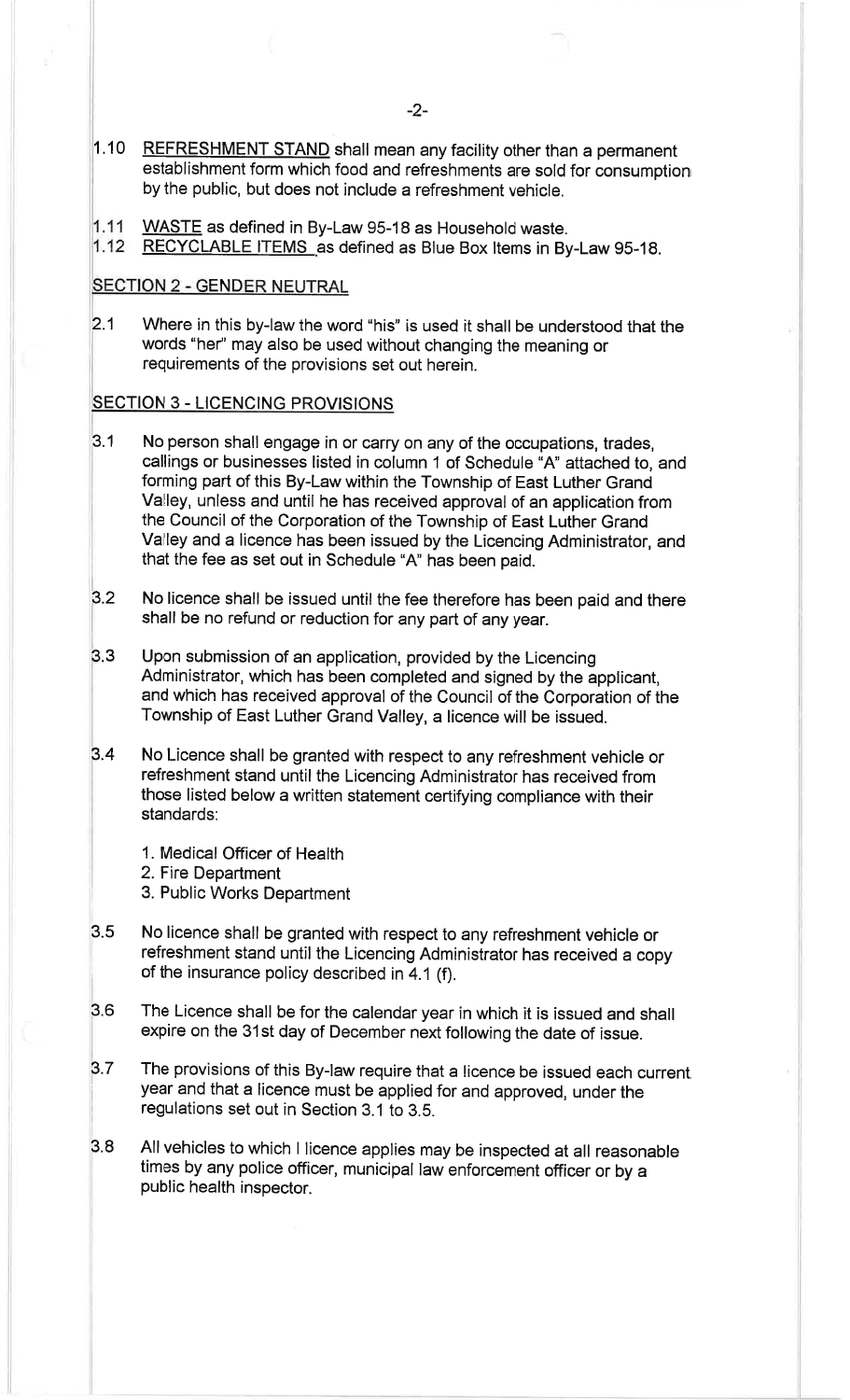1.10 <u>REFRESHMENT STAND</u> shall mean any facility other than a permanent establishment form which food and refreshments are sold for consumption by the public, but does not include a refreshment vehicle.

1.11 <u>WASTE</u> as defined in By-Law 95-18 as Household waste.

1.12 <u>RECYCLABLE ITEMS</u> as defined as Blue Box Items in By-Law 95-18.

## SECTION 2 - GENDER NEUTRAL

2.1 Where in this by-law the word "his" is used it shall be understood that the words "her" may also be used without changing the meaning or requirements of the provisions set out herein.

## SECTION 3 - LICENCING PROVISIONS

3.1 No person shall engage in or carry on any of the occupations, trades, callings or businesses listed in column 1 of Schedule "A" attached to, and forming part of this By-Law within the Township of East Luther Grand Valley, unless and until he has received approval of an application from the Council of the Corporation of the Township of East Luther Grand Valley and a licence has been issued by the Licencing Administrator, and that the fee as set out in Schedule "A" has been paid.

3.2 No licence shall be issued until the fee therefore has been paid and there shall be no refund or reduction for any part of any year.

3.3 Upon submission of an application, provided by the Licencing Administrator, which has been completed and signed by the applicant, and which has received approval of the Council of the Corporation of the Township of East Luther Grand Valley, a licence will be issued.

3.4 No Licence shall be granted with respect to any refreshment vehicle or refreshment stand until the Licencing Administrator has received from those listed below a written statement certifying compliance with their standards:

1. Medical Officer of Health
2. Fire Department
3. Public Works Department

3.5 No licence shall be granted with respect to any refreshment vehicle or refreshment stand until the Licencing Administrator has received a copy of the insurance policy described in 4.1 (f).

3.6 The Licence shall be for the calendar year in which it is issued and shall expire on the 31st day of December next following the date of issue.

3.7 The provisions of this By-law require that a licence be issued each current year and that a licence must be applied for and approved, under the regulations set out in Section 3.1 to 3.5.

3.8 All vehicles to which I licence applies may be inspected at all reasonable times by any police officer, municipal law enforcement officer or by a public health inspector.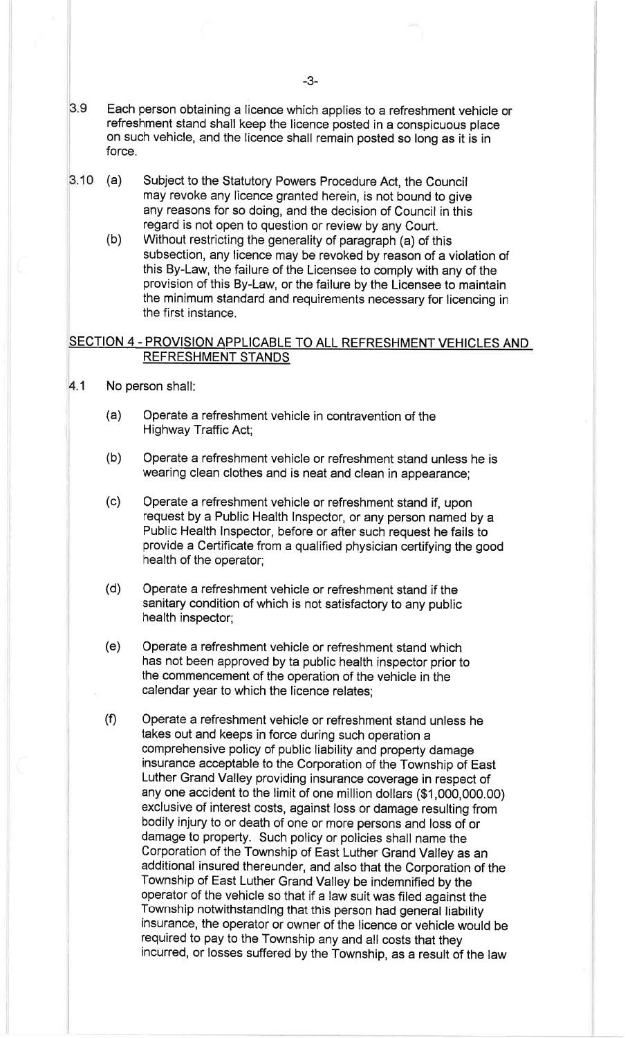3.9 Each person obtaining a licence which applies to a refreshment vehicle or refreshment stand shall keep the licence posted in a conspicuous place on such vehicle, and the licence shall remain posted so long as it is in force.

3.10 (a) Subject to the Statutory Powers Procedure Act, the Council may revoke any licence granted herein, is not bound to give any reasons for so doing, and the decision of Council in this regard is not open to question or review by any Court.

(b) Without restricting the generality of paragraph (a) of this subsection, any licence may be revoked by reason of a violation of this By-Law, the failure of the Licensee to comply with any of the provision of this By-Law, or the failure by the Licensee to maintain the minimum standard and requirements necessary for licencing in the first instance.

## SECTION 4 - PROVISION APPLICABLE TO ALL REFRESHMENT VEHICLES AND REFRESHMENT STANDS

4.1 No person shall:

(a) Operate a refreshment vehicle in contravention of the Highway Traffic Act;

(b) Operate a refreshment vehicle or refreshment stand unless he is wearing clean clothes and is neat and clean in appearance;

(c) Operate a refreshment vehicle or refreshment stand if, upon request by a Public Health Inspector, or any person named by a Public Health Inspector, before or after such request he fails to provide a Certificate from a qualified physician certifying the good health of the operator;

(d) Operate a refreshment vehicle or refreshment stand if the sanitary condition of which is not satisfactory to any public health inspector;

(e) Operate a refreshment vehicle or refreshment stand which has not been approved by ta public health inspector prior to the commencement of the operation of the vehicle in the calendar year to which the licence relates;

(f) Operate a refreshment vehicle or refreshment stand unless he takes out and keeps in force during such operation a comprehensive policy of public liability and property damage insurance acceptable to the Corporation of the Township of East Luther Grand Valley providing insurance coverage in respect of any one accident to the limit of one million dollars ($1,000,000.00) exclusive of interest costs, against loss or damage resulting from bodily injury to or death of one or more persons and loss of or damage to property. Such policy or policies shall name the Corporation of the Township of East Luther Grand Valley as an additional insured thereunder, and also that the Corporation of the Township of East Luther Grand Valley be indemnified by the operator of the vehicle so that if a law suit was filed against the Township notwithstanding that this person had general liability insurance, the operator or owner of the licence or vehicle would be required to pay to the Township any and all costs that they incurred, or losses suffered by the Township, as a result of the law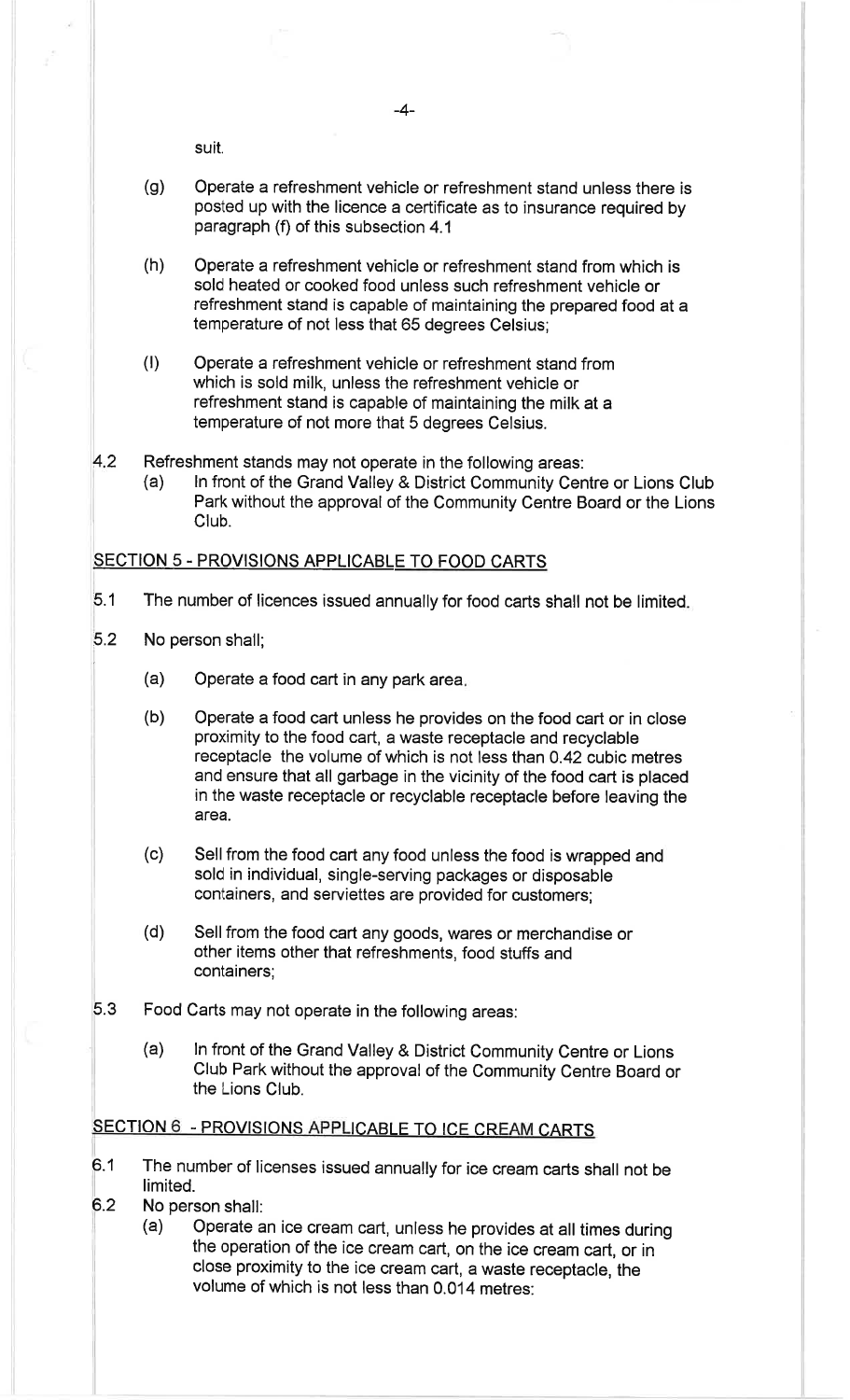suit.

(g) Operate a refreshment vehicle or refreshment stand unless there is posted up with the licence a certificate as to insurance required by paragraph (f) of this subsection 4.1

(h) Operate a refreshment vehicle or refreshment stand from which is sold heated or cooked food unless such refreshment vehicle or refreshment stand is capable of maintaining the prepared food at a temperature of not less that 65 degrees Celsius;

(I) Operate a refreshment vehicle or refreshment stand from which is sold milk, unless the refreshment vehicle or refreshment stand is capable of maintaining the milk at a temperature of not more that 5 degrees Celsius.

4.2 Refreshment stands may not operate in the following areas:

(a) In front of the Grand Valley & District Community Centre or Lions Club Park without the approval of the Community Centre Board or the Lions Club.

## SECTION 5 - PROVISIONS APPLICABLE TO FOOD CARTS

5.1 The number of licences issued annually for food carts shall not be limited.

5.2 No person shall;

(a) Operate a food cart in any park area.

(b) Operate a food cart unless he provides on the food cart or in close proximity to the food cart, a waste receptacle and recyclable receptacle the volume of which is not less than 0.42 cubic metres and ensure that all garbage in the vicinity of the food cart is placed in the waste receptacle or recyclable receptacle before leaving the area.

(c) Sell from the food cart any food unless the food is wrapped and sold in individual, single-serving packages or disposable containers, and serviettes are provided for customers;

(d) Sell from the food cart any goods, wares or merchandise or other items other that refreshments, food stuffs and containers;

5.3 Food Carts may not operate in the following areas:

(a) In front of the Grand Valley & District Community Centre or Lions Club Park without the approval of the Community Centre Board or the Lions Club.

## SECTION 6 - PROVISIONS APPLICABLE TO ICE CREAM CARTS

6.1 The number of licenses issued annually for ice cream carts shall not be limited.

6.2 No person shall:

(a) Operate an ice cream cart, unless he provides at all times during the operation of the ice cream cart, on the ice cream cart, or in close proximity to the ice cream cart, a waste receptacle, the volume of which is not less than 0.014 metres: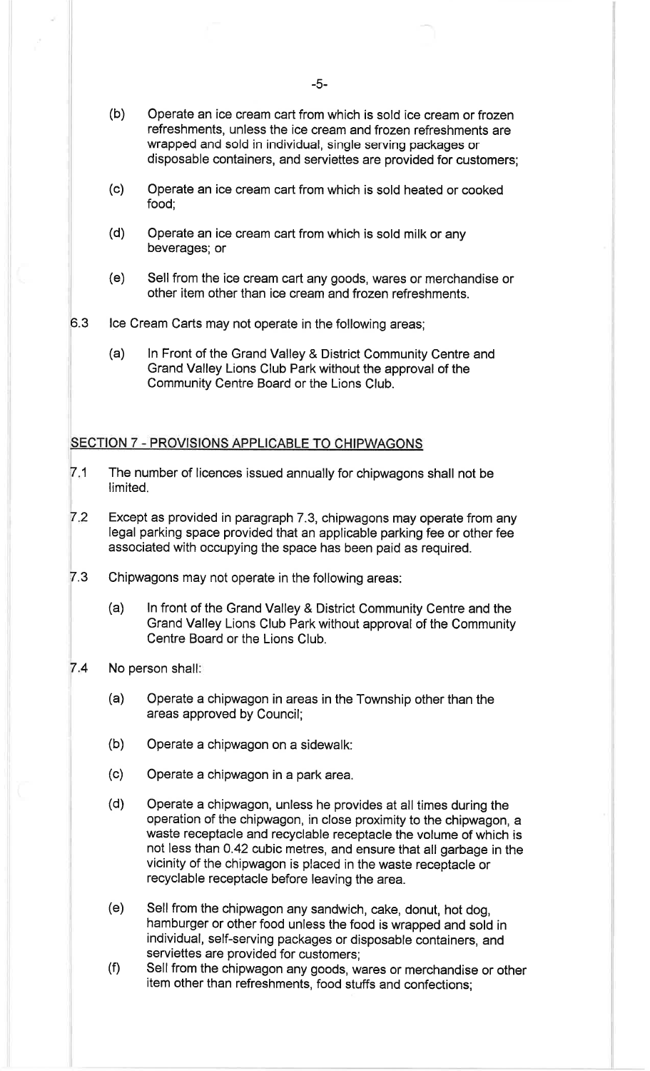(b) Operate an ice cream cart from which is sold ice cream or frozen refreshments, unless the ice cream and frozen refreshments are wrapped and sold in individual, single serving packages or disposable containers, and serviettes are provided for customers;

(c) Operate an ice cream cart from which is sold heated or cooked food;

(d) Operate an ice cream cart from which is sold milk or any beverages; or

(e) Sell from the ice cream cart any goods, wares or merchandise or other item other than ice cream and frozen refreshments.

6.3 Ice Cream Carts may not operate in the following areas;

(a) In Front of the Grand Valley & District Community Centre and Grand Valley Lions Club Park without the approval of the Community Centre Board or the Lions Club.

## SECTION 7 - PROVISIONS APPLICABLE TO CHIPWAGONS

7.1 The number of licences issued annually for chipwagons shall not be limited.

7.2 Except as provided in paragraph 7.3, chipwagons may operate from any legal parking space provided that an applicable parking fee or other fee associated with occupying the space has been paid as required.

7.3 Chipwagons may not operate in the following areas:

(a) In front of the Grand Valley & District Community Centre and the Grand Valley Lions Club Park without approval of the Community Centre Board or the Lions Club.

7.4 No person shall:

(a) Operate a chipwagon in areas in the Township other than the areas approved by Council;

(b) Operate a chipwagon on a sidewalk:

(c) Operate a chipwagon in a park area.

(d) Operate a chipwagon, unless he provides at all times during the operation of the chipwagon, in close proximity to the chipwagon, a waste receptacle and recyclable receptacle the volume of which is not less than 0.42 cubic metres, and ensure that all garbage in the vicinity of the chipwagon is placed in the waste receptacle or recyclable receptacle before leaving the area.

(e) Sell from the chipwagon any sandwich, cake, donut, hot dog, hamburger or other food unless the food is wrapped and sold in individual, self-serving packages or disposable containers, and serviettes are provided for customers;

(f) Sell from the chipwagon any goods, wares or merchandise or other item other than refreshments, food stuffs and confections;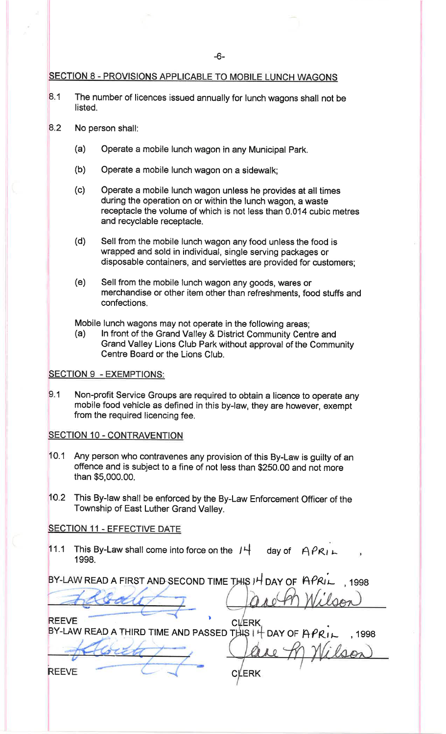## SECTION 8 - PROVISIONS APPLICABLE TO MOBILE LUNCH WAGONS

8.1 The number of licences issued annually for lunch wagons shall not be listed.

8.2 No person shall:

(a) Operate a mobile lunch wagon in any Municipal Park.

(b) Operate a mobile lunch wagon on a sidewalk;

(c) Operate a mobile lunch wagon unless he provides at all times during the operation on or within the lunch wagon, a waste receptacle the volume of which is not less than 0.014 cubic metres and recyclable receptacle.

(d) Sell from the mobile lunch wagon any food unless the food is wrapped and sold in individual, single serving packages or disposable containers, and serviettes are provided for customers;

(e) Sell from the mobile lunch wagon any goods, wares or merchandise or other item other than refreshments, food stuffs and confections.

Mobile lunch wagons may not operate in the following areas;

(a) In front of the Grand Valley & District Community Centre and Grand Valley Lions Club Park without approval of the Community Centre Board or the Lions Club.

## SECTION 9 - EXEMPTIONS:

9.1 Non-profit Service Groups are required to obtain a licence to operate any mobile food vehicle as defined in this by-law, they are however, exempt from the required licencing fee.

## SECTION 10 - CONTRAVENTION

10.1 Any person who contravenes any provision of this By-Law is guilty of an offence and is subject to a fine of not less than $250.00 and not more than $5,000.00.

10.2 This By-law shall be enforced by the By-Law Enforcement Officer of the Township of East Luther Grand Valley.

## SECTION 11 - EFFECTIVE DATE

11.1 This By-Law shall come into force on the 14 day of APRIL, 1998.

BY-LAW READ A FIRST AND SECOND TIME THIS 14 DAY OF APRIL, 1998

REEVE CLERK

BY-LAW READ A THIRD TIME AND PASSED THIS 14 DAY OF APRIL, 1998

REEVE CLERK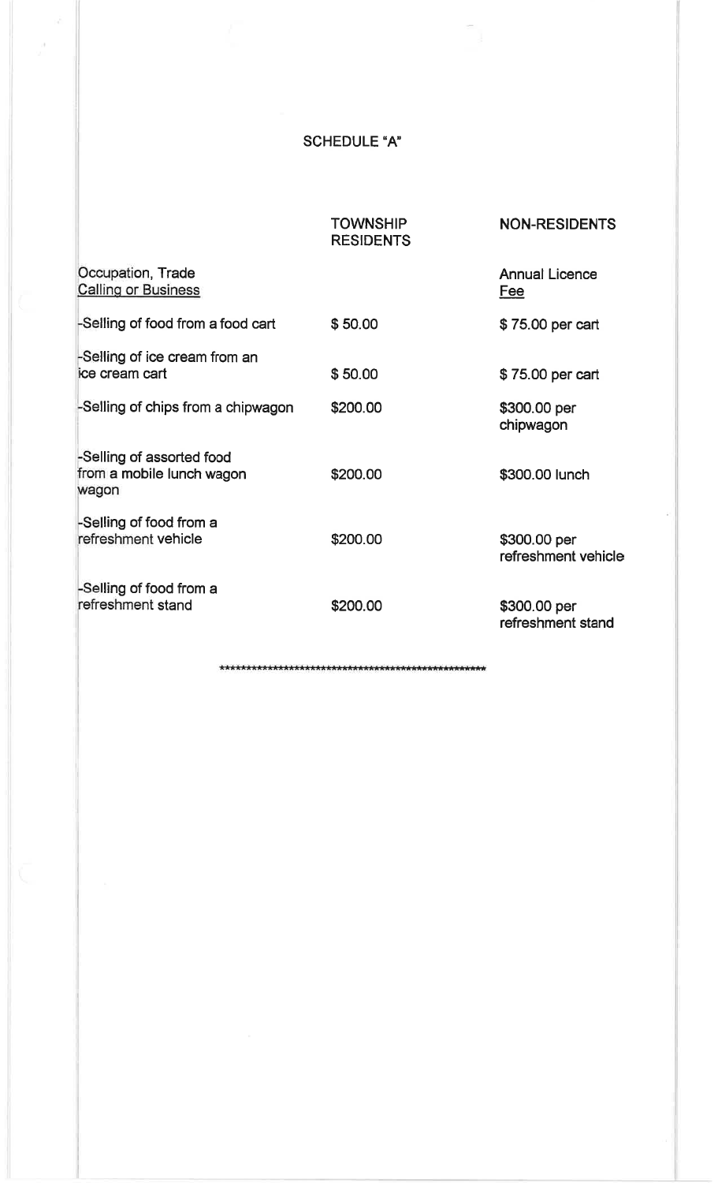## SCHEDULE "A"

| Occupation, Trade Calling or Business | TOWNSHIP RESIDENTS | NON-RESIDENTS Annual Licence Fee |
|---|---|---|
| -Selling of food from a food cart | $ 50.00 | $ 75.00 per cart |
| -Selling of ice cream from an ice cream cart | $ 50.00 | $ 75.00 per cart |
| -Selling of chips from a chipwagon | $200.00 | $300.00 per chipwagon |
| -Selling of assorted food from a mobile lunch wagon wagon | $200.00 | $300.00 lunch |
| -Selling of food from a refreshment vehicle | $200.00 | $300.00 per refreshment vehicle |
| -Selling of food from a refreshment stand | $200.00 | $300.00 per refreshment stand |

*****************************************************